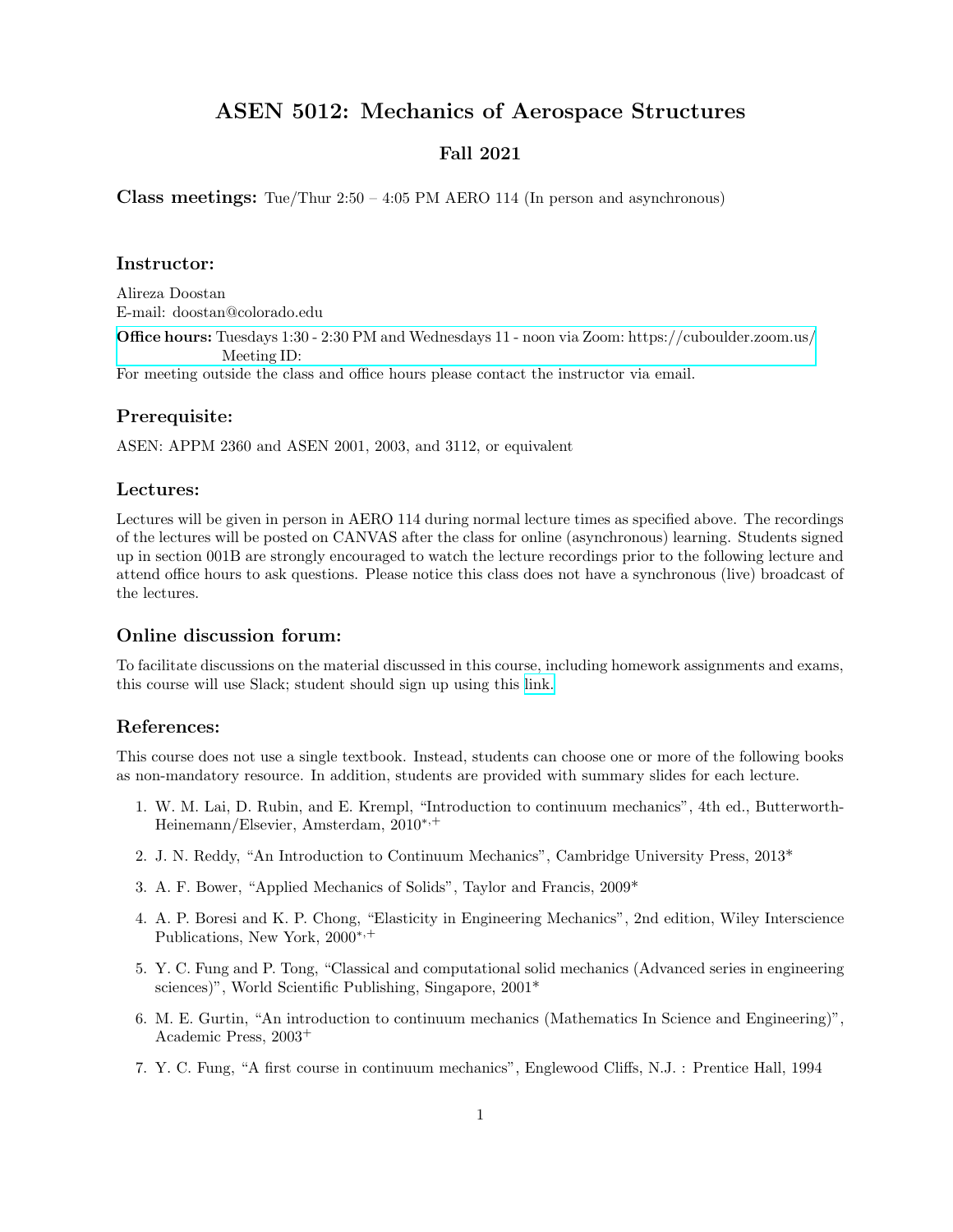# ASEN 5012: Mechanics of Aerospace Structures

## Fall 2021

**Class meetings:** Tue/Thur 2:50 – 4:05 PM AERO 114 (In person and asynchronous)

### Instructor:

Alireza Doostan
E-mail: doostan@colorado.edu

**Office hours:** Tuesdays 1:30 - 2:30 PM and Wednesdays 11 - noon via Zoom: https://cuboulder.zoom.us/
Meeting ID:

For meeting outside the class and office hours please contact the instructor via email.

### Prerequisite:

ASEN: APPM 2360 and ASEN 2001, 2003, and 3112, or equivalent

### Lectures:

Lectures will be given in person in AERO 114 during normal lecture times as specified above. The recordings of the lectures will be posted on CANVAS after the class for online (asynchronous) learning. Students signed up in section 001B are strongly encouraged to watch the lecture recordings prior to the following lecture and attend office hours to ask questions. Please notice this class does not have a synchronous (live) broadcast of the lectures.

### Online discussion forum:

To facilitate discussions on the material discussed in this course, including homework assignments and exams, this course will use Slack; student should sign up using this link.

### References:

This course does not use a single textbook. Instead, students can choose one or more of the following books as non-mandatory resource. In addition, students are provided with summary slides for each lecture.

1. W. M. Lai, D. Rubin, and E. Krempl, "Introduction to continuum mechanics", 4th ed., Butterworth-Heinemann/Elsevier, Amsterdam, 2010[*,+]
2. J. N. Reddy, "An Introduction to Continuum Mechanics", Cambridge University Press, 2013*
3. A. F. Bower, "Applied Mechanics of Solids", Taylor and Francis, 2009*
4. A. P. Boresi and K. P. Chong, "Elasticity in Engineering Mechanics", 2nd edition, Wiley Interscience Publications, New York, 2000[*,+]
5. Y. C. Fung and P. Tong, "Classical and computational solid mechanics (Advanced series in engineering sciences)", World Scientific Publishing, Singapore, 2001*
6. M. E. Gurtin, "An introduction to continuum mechanics (Mathematics In Science and Engineering)", Academic Press, 2003[+]
7. Y. C. Fung, "A first course in continuum mechanics", Englewood Cliffs, N.J. : Prentice Hall, 1994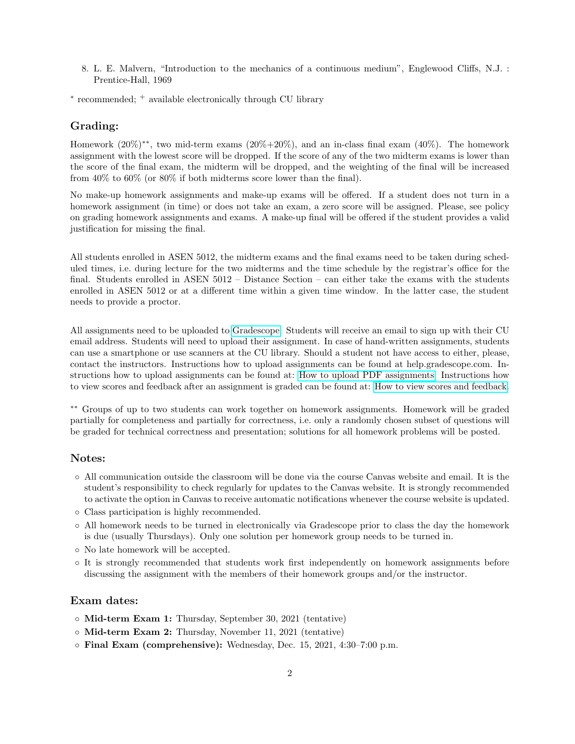8. L. E. Malvern, “Introduction to the mechanics of a continuous medium”, Englewood Cliffs, N.J. : Prentice-Hall, 1969

* recommended; + available electronically through CU library

## Grading:

Homework (20%)**, two mid-term exams (20%+20%), and an in-class final exam (40%). The homework assignment with the lowest score will be dropped. If the score of any of the two midterm exams is lower than the score of the final exam, the midterm will be dropped, and the weighting of the final will be increased from 40% to 60% (or 80% if both midterms score lower than the final).

No make-up homework assignments and make-up exams will be offered. If a student does not turn in a homework assignment (in time) or does not take an exam, a zero score will be assigned. Please, see policy on grading homework assignments and exams. A make-up final will be offered if the student provides a valid justification for missing the final.

All students enrolled in ASEN 5012, the midterm exams and the final exams need to be taken during scheduled times, i.e. during lecture for the two midterms and the time schedule by the registrar's office for the final. Students enrolled in ASEN 5012 – Distance Section – can either take the exams with the students enrolled in ASEN 5012 or at a different time within a given time window. In the latter case, the student needs to provide a proctor.

All assignments need to be uploaded to Gradescope. Students will receive an email to sign up with their CU email address. Students will need to upload their assignment. In case of hand-written assignments, students can use a smartphone or use scanners at the CU library. Should a student not have access to either, please, contact the instructors. Instructions how to upload assignments can be found at help.gradescope.com. Instructions how to upload assignments can be found at: How to upload PDF assignments. Instructions how to view scores and feedback after an assignment is graded can be found at: How to view scores and feedback.

** Groups of up to two students can work together on homework assignments. Homework will be graded partially for completeness and partially for correctness, i.e. only a randomly chosen subset of questions will be graded for technical correctness and presentation; solutions for all homework problems will be posted.

## Notes:

- All communication outside the classroom will be done via the course Canvas website and email. It is the student's responsibility to check regularly for updates to the Canvas website. It is strongly recommended to activate the option in Canvas to receive automatic notifications whenever the course website is updated.
- Class participation is highly recommended.
- All homework needs to be turned in electronically via Gradescope prior to class the day the homework is due (usually Thursdays). Only one solution per homework group needs to be turned in.
- No late homework will be accepted.
- It is strongly recommended that students work first independently on homework assignments before discussing the assignment with the members of their homework groups and/or the instructor.

## Exam dates:

- **Mid-term Exam 1:** Thursday, September 30, 2021 (tentative)
- **Mid-term Exam 2:** Thursday, November 11, 2021 (tentative)
- **Final Exam (comprehensive):** Wednesday, Dec. 15, 2021, 4:30–7:00 p.m.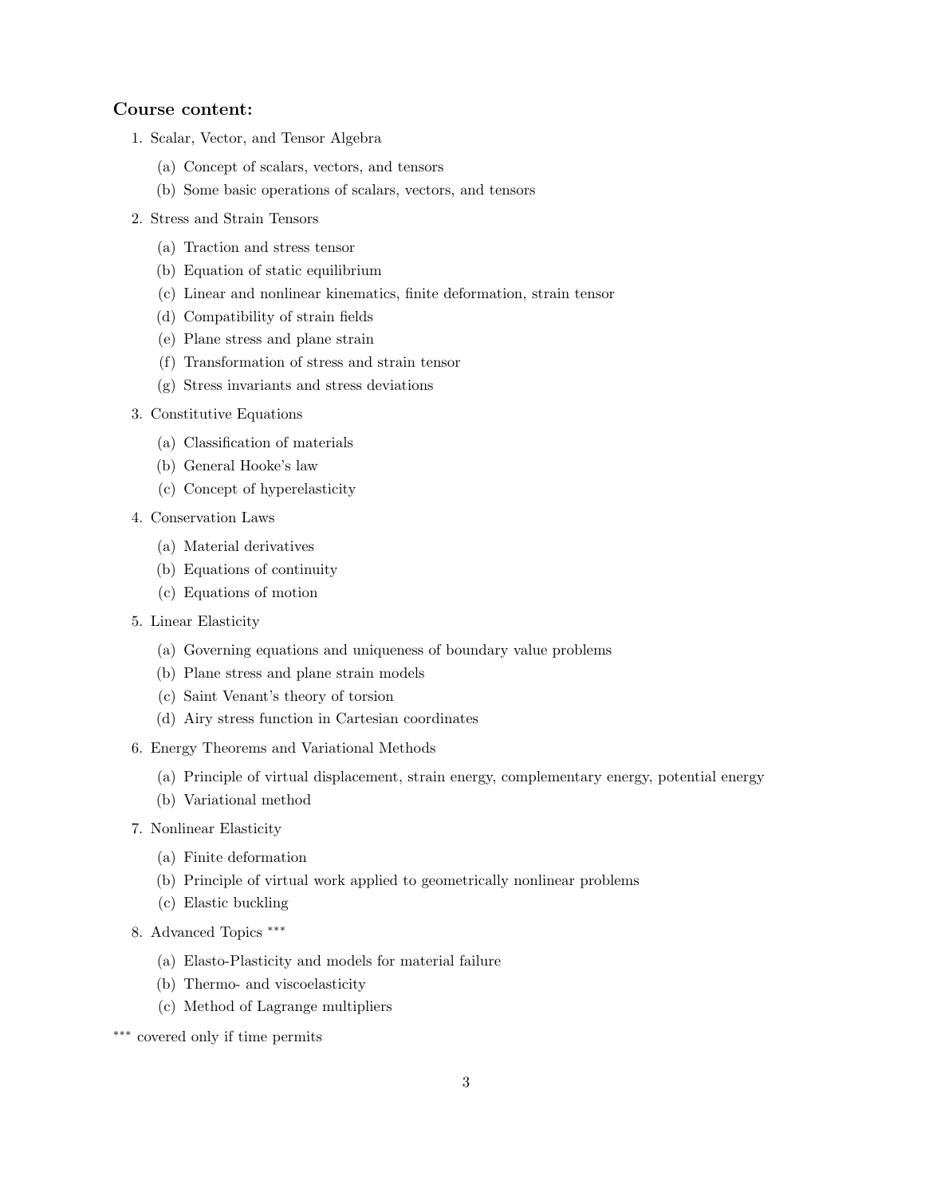**Course content:**

1. Scalar, Vector, and Tensor Algebra
   (a) Concept of scalars, vectors, and tensors
   (b) Some basic operations of scalars, vectors, and tensors
2. Stress and Strain Tensors
   (a) Traction and stress tensor
   (b) Equation of static equilibrium
   (c) Linear and nonlinear kinematics, finite deformation, strain tensor
   (d) Compatibility of strain fields
   (e) Plane stress and plane strain
   (f) Transformation of stress and strain tensor
   (g) Stress invariants and stress deviations
3. Constitutive Equations
   (a) Classification of materials
   (b) General Hooke's law
   (c) Concept of hyperelasticity
4. Conservation Laws
   (a) Material derivatives
   (b) Equations of continuity
   (c) Equations of motion
5. Linear Elasticity
   (a) Governing equations and uniqueness of boundary value problems
   (b) Plane stress and plane strain models
   (c) Saint Venant's theory of torsion
   (d) Airy stress function in Cartesian coordinates
6. Energy Theorems and Variational Methods
   (a) Principle of virtual displacement, strain energy, complementary energy, potential energy
   (b) Variational method
7. Nonlinear Elasticity
   (a) Finite deformation
   (b) Principle of virtual work applied to geometrically nonlinear problems
   (c) Elastic buckling
8. Advanced Topics ***
   (a) Elasto-Plasticity and models for material failure
   (b) Thermo- and viscoelasticity
   (c) Method of Lagrange multipliers

*** covered only if time permits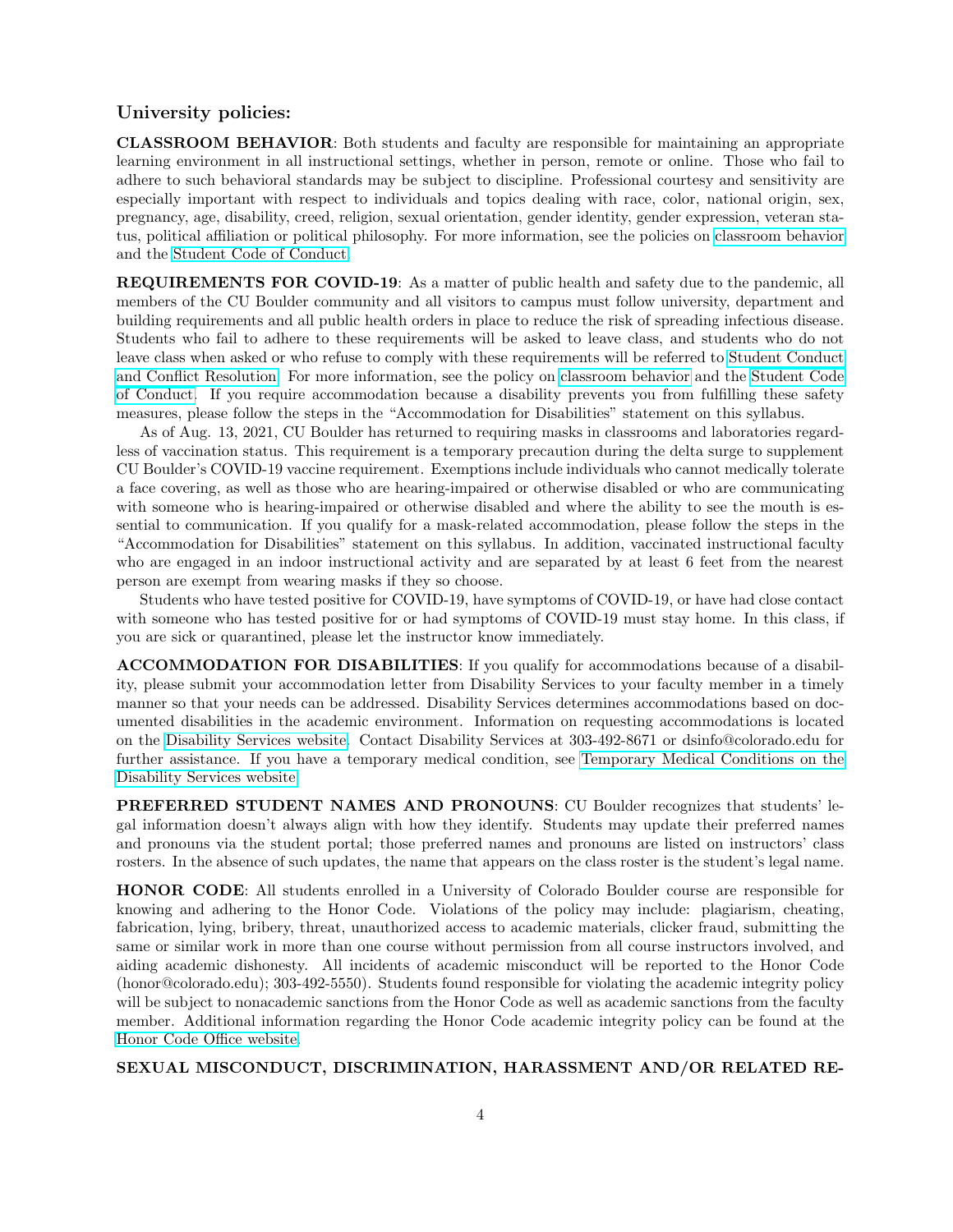## University policies:

**CLASSROOM BEHAVIOR**: Both students and faculty are responsible for maintaining an appropriate learning environment in all instructional settings, whether in person, remote or online. Those who fail to adhere to such behavioral standards may be subject to discipline. Professional courtesy and sensitivity are especially important with respect to individuals and topics dealing with race, color, national origin, sex, pregnancy, age, disability, creed, religion, sexual orientation, gender identity, gender expression, veteran status, political affiliation or political philosophy. For more information, see the policies on classroom behavior and the Student Code of Conduct.

**REQUIREMENTS FOR COVID-19**: As a matter of public health and safety due to the pandemic, all members of the CU Boulder community and all visitors to campus must follow university, department and building requirements and all public health orders in place to reduce the risk of spreading infectious disease. Students who fail to adhere to these requirements will be asked to leave class, and students who do not leave class when asked or who refuse to comply with these requirements will be referred to Student Conduct and Conflict Resolution. For more information, see the policy on classroom behavior and the Student Code of Conduct. If you require accommodation because a disability prevents you from fulfilling these safety measures, please follow the steps in the "Accommodation for Disabilities" statement on this syllabus.

As of Aug. 13, 2021, CU Boulder has returned to requiring masks in classrooms and laboratories regardless of vaccination status. This requirement is a temporary precaution during the delta surge to supplement CU Boulder's COVID-19 vaccine requirement. Exemptions include individuals who cannot medically tolerate a face covering, as well as those who are hearing-impaired or otherwise disabled or who are communicating with someone who is hearing-impaired or otherwise disabled and where the ability to see the mouth is essential to communication. If you qualify for a mask-related accommodation, please follow the steps in the "Accommodation for Disabilities" statement on this syllabus. In addition, vaccinated instructional faculty who are engaged in an indoor instructional activity and are separated by at least 6 feet from the nearest person are exempt from wearing masks if they so choose.

Students who have tested positive for COVID-19, have symptoms of COVID-19, or have had close contact with someone who has tested positive for or had symptoms of COVID-19 must stay home. In this class, if you are sick or quarantined, please let the instructor know immediately.

**ACCOMMODATION FOR DISABILITIES**: If you qualify for accommodations because of a disability, please submit your accommodation letter from Disability Services to your faculty member in a timely manner so that your needs can be addressed. Disability Services determines accommodations based on documented disabilities in the academic environment. Information on requesting accommodations is located on the Disability Services website. Contact Disability Services at 303-492-8671 or dsinfo@colorado.edu for further assistance. If you have a temporary medical condition, see Temporary Medical Conditions on the Disability Services website.

**PREFERRED STUDENT NAMES AND PRONOUNS**: CU Boulder recognizes that students' legal information doesn't always align with how they identify. Students may update their preferred names and pronouns via the student portal; those preferred names and pronouns are listed on instructors' class rosters. In the absence of such updates, the name that appears on the class roster is the student's legal name.

**HONOR CODE**: All students enrolled in a University of Colorado Boulder course are responsible for knowing and adhering to the Honor Code. Violations of the policy may include: plagiarism, cheating, fabrication, lying, bribery, threat, unauthorized access to academic materials, clicker fraud, submitting the same or similar work in more than one course without permission from all course instructors involved, and aiding academic dishonesty. All incidents of academic misconduct will be reported to the Honor Code (honor@colorado.edu); 303-492-5550). Students found responsible for violating the academic integrity policy will be subject to nonacademic sanctions from the Honor Code as well as academic sanctions from the faculty member. Additional information regarding the Honor Code academic integrity policy can be found at the Honor Code Office website.

**SEXUAL MISCONDUCT, DISCRIMINATION, HARASSMENT AND/OR RELATED RE-**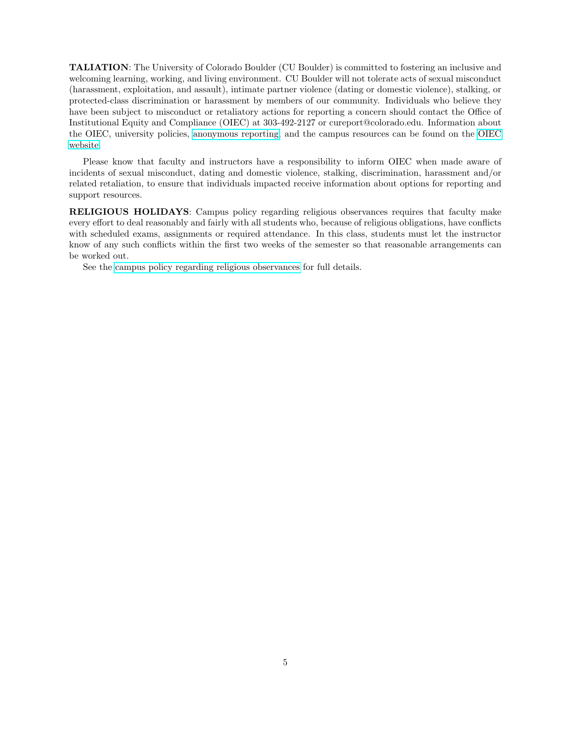**TALIATION**: The University of Colorado Boulder (CU Boulder) is committed to fostering an inclusive and welcoming learning, working, and living environment. CU Boulder will not tolerate acts of sexual misconduct (harassment, exploitation, and assault), intimate partner violence (dating or domestic violence), stalking, or protected-class discrimination or harassment by members of our community. Individuals who believe they have been subject to misconduct or retaliatory actions for reporting a concern should contact the Office of Institutional Equity and Compliance (OIEC) at 303-492-2127 or cureport@colorado.edu. Information about the OIEC, university policies, anonymous reporting, and the campus resources can be found on the OIEC website.

Please know that faculty and instructors have a responsibility to inform OIEC when made aware of incidents of sexual misconduct, dating and domestic violence, stalking, discrimination, harassment and/or related retaliation, to ensure that individuals impacted receive information about options for reporting and support resources.

**RELIGIOUS HOLIDAYS**: Campus policy regarding religious observances requires that faculty make every effort to deal reasonably and fairly with all students who, because of religious obligations, have conflicts with scheduled exams, assignments or required attendance. In this class, students must let the instructor know of any such conflicts within the first two weeks of the semester so that reasonable arrangements can be worked out.

See the campus policy regarding religious observances for full details.